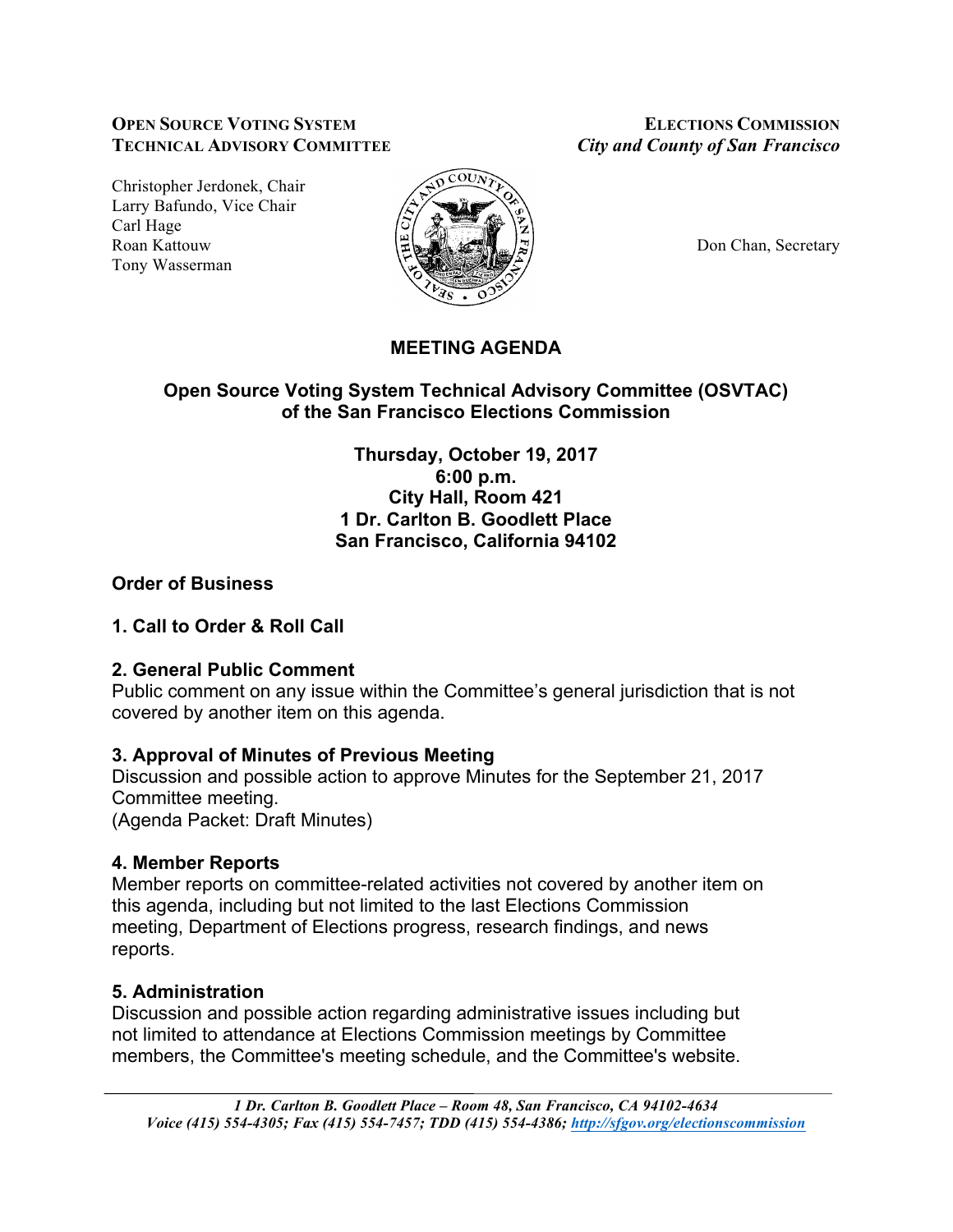**OPEN SOURCE VOTING SYSTEM TECHNICAL ADVISORY COMMITTEE**

**ELECTIONS COMMISSION**
***City and County of San Francisco***

Christopher Jerdonek, Chair
Larry Bafundo, Vice Chair
Carl Hage
Roan Kattouw
Tony Wasserman

Don Chan, Secretary

# MEETING AGENDA

## Open Source Voting System Technical Advisory Committee (OSVTAC) of the San Francisco Elections Commission

**Thursday, October 19, 2017**
**6:00 p.m.**
**City Hall, Room 421**
**1 Dr. Carlton B. Goodlett Place**
**San Francisco, California 94102**

### Order of Business

### 1. Call to Order & Roll Call

### 2. General Public Comment

Public comment on any issue within the Committee's general jurisdiction that is not covered by another item on this agenda.

### 3. Approval of Minutes of Previous Meeting

Discussion and possible action to approve Minutes for the September 21, 2017 Committee meeting.
(Agenda Packet: Draft Minutes)

### 4. Member Reports

Member reports on committee-related activities not covered by another item on this agenda, including but not limited to the last Elections Commission meeting, Department of Elections progress, research findings, and news reports.

### 5. Administration

Discussion and possible action regarding administrative issues including but not limited to attendance at Elections Commission meetings by Committee members, the Committee's meeting schedule, and the Committee's website.

*1 Dr. Carlton B. Goodlett Place – Room 48, San Francisco, CA 94102-4634*
*Voice (415) 554-4305; Fax (415) 554-7457; TDD (415) 554-4386; http://sfgov.org/electionscommission*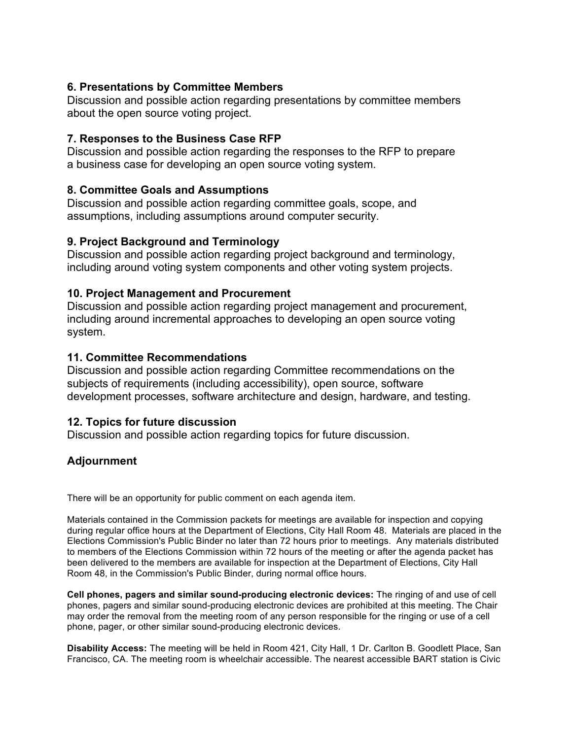### 6. Presentations by Committee Members

Discussion and possible action regarding presentations by committee members about the open source voting project.

### 7. Responses to the Business Case RFP

Discussion and possible action regarding the responses to the RFP to prepare a business case for developing an open source voting system.

### 8. Committee Goals and Assumptions

Discussion and possible action regarding committee goals, scope, and assumptions, including assumptions around computer security.

### 9. Project Background and Terminology

Discussion and possible action regarding project background and terminology, including around voting system components and other voting system projects.

### 10. Project Management and Procurement

Discussion and possible action regarding project management and procurement, including around incremental approaches to developing an open source voting system.

### 11. Committee Recommendations

Discussion and possible action regarding Committee recommendations on the subjects of requirements (including accessibility), open source, software development processes, software architecture and design, hardware, and testing.

### 12. Topics for future discussion

Discussion and possible action regarding topics for future discussion.

## Adjournment

There will be an opportunity for public comment on each agenda item.

Materials contained in the Commission packets for meetings are available for inspection and copying during regular office hours at the Department of Elections, City Hall Room 48. Materials are placed in the Elections Commission's Public Binder no later than 72 hours prior to meetings. Any materials distributed to members of the Elections Commission within 72 hours of the meeting or after the agenda packet has been delivered to the members are available for inspection at the Department of Elections, City Hall Room 48, in the Commission's Public Binder, during normal office hours.

**Cell phones, pagers and similar sound-producing electronic devices:** The ringing of and use of cell phones, pagers and similar sound-producing electronic devices are prohibited at this meeting. The Chair may order the removal from the meeting room of any person responsible for the ringing or use of a cell phone, pager, or other similar sound-producing electronic devices.

**Disability Access:** The meeting will be held in Room 421, City Hall, 1 Dr. Carlton B. Goodlett Place, San Francisco, CA. The meeting room is wheelchair accessible. The nearest accessible BART station is Civic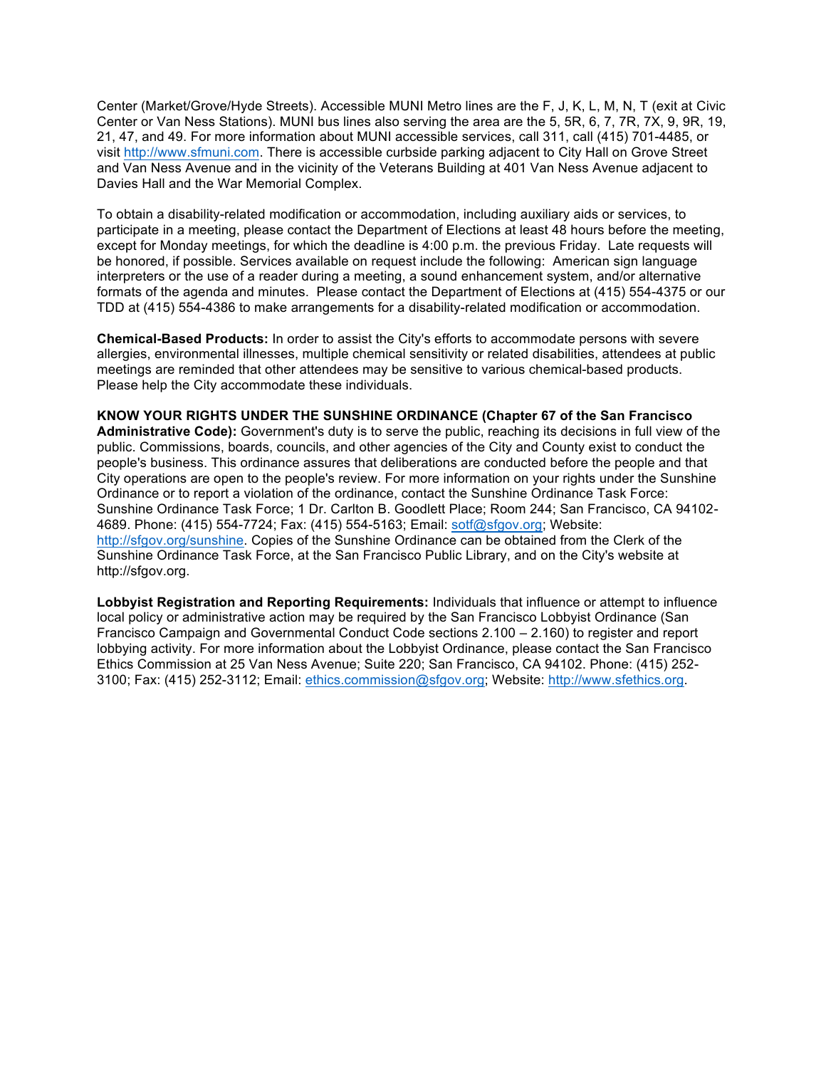Center (Market/Grove/Hyde Streets). Accessible MUNI Metro lines are the F, J, K, L, M, N, T (exit at Civic Center or Van Ness Stations). MUNI bus lines also serving the area are the 5, 5R, 6, 7, 7R, 7X, 9, 9R, 19, 21, 47, and 49. For more information about MUNI accessible services, call 311, call (415) 701-4485, or visit http://www.sfmuni.com. There is accessible curbside parking adjacent to City Hall on Grove Street and Van Ness Avenue and in the vicinity of the Veterans Building at 401 Van Ness Avenue adjacent to Davies Hall and the War Memorial Complex.

To obtain a disability-related modification or accommodation, including auxiliary aids or services, to participate in a meeting, please contact the Department of Elections at least 48 hours before the meeting, except for Monday meetings, for which the deadline is 4:00 p.m. the previous Friday. Late requests will be honored, if possible. Services available on request include the following: American sign language interpreters or the use of a reader during a meeting, a sound enhancement system, and/or alternative formats of the agenda and minutes. Please contact the Department of Elections at (415) 554-4375 or our TDD at (415) 554-4386 to make arrangements for a disability-related modification or accommodation.

**Chemical-Based Products:** In order to assist the City's efforts to accommodate persons with severe allergies, environmental illnesses, multiple chemical sensitivity or related disabilities, attendees at public meetings are reminded that other attendees may be sensitive to various chemical-based products. Please help the City accommodate these individuals.

**KNOW YOUR RIGHTS UNDER THE SUNSHINE ORDINANCE (Chapter 67 of the San Francisco Administrative Code):** Government's duty is to serve the public, reaching its decisions in full view of the public. Commissions, boards, councils, and other agencies of the City and County exist to conduct the people's business. This ordinance assures that deliberations are conducted before the people and that City operations are open to the people's review. For more information on your rights under the Sunshine Ordinance or to report a violation of the ordinance, contact the Sunshine Ordinance Task Force: Sunshine Ordinance Task Force; 1 Dr. Carlton B. Goodlett Place; Room 244; San Francisco, CA 94102-4689. Phone: (415) 554-7724; Fax: (415) 554-5163; Email: sotf@sfgov.org; Website: http://sfgov.org/sunshine. Copies of the Sunshine Ordinance can be obtained from the Clerk of the Sunshine Ordinance Task Force, at the San Francisco Public Library, and on the City's website at http://sfgov.org.

**Lobbyist Registration and Reporting Requirements:** Individuals that influence or attempt to influence local policy or administrative action may be required by the San Francisco Lobbyist Ordinance (San Francisco Campaign and Governmental Conduct Code sections 2.100 – 2.160) to register and report lobbying activity. For more information about the Lobbyist Ordinance, please contact the San Francisco Ethics Commission at 25 Van Ness Avenue; Suite 220; San Francisco, CA 94102. Phone: (415) 252-3100; Fax: (415) 252-3112; Email: ethics.commission@sfgov.org; Website: http://www.sfethics.org.